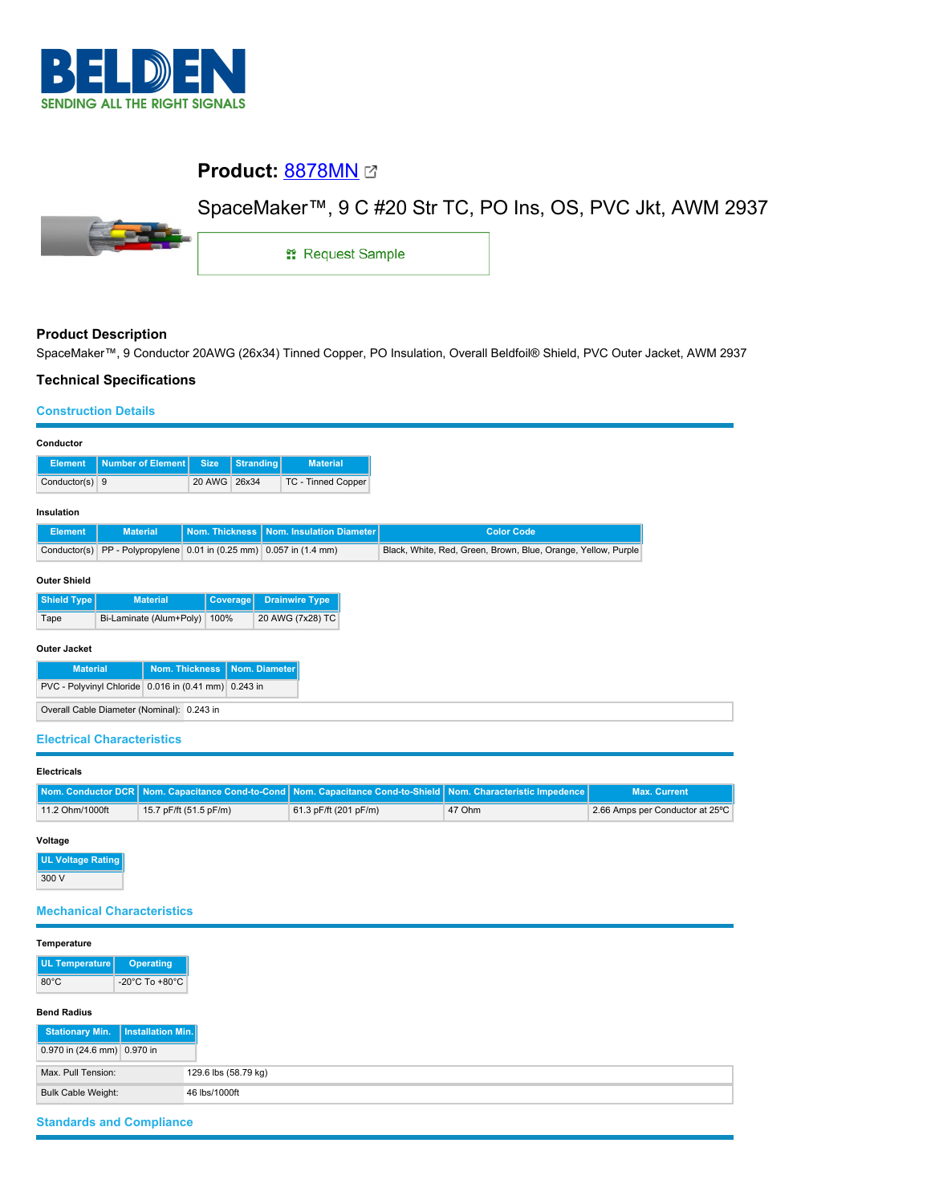# Product: 8878MN

SpaceMaker™, 9 C #20 Str TC, PO Ins, OS, PVC Jkt, AWM 2937

Request Sample

## Product Description

SpaceMaker™, 9 Conductor 20AWG (26x34) Tinned Copper, PO Insulation, Overall Beldfoil® Shield, PVC Outer Jacket, AWM 2937

## Technical Specifications

### Construction Details

**Conductor**

| Element | Number of Element | Size | Stranding | Material |
|---|---|---|---|---|
| Conductor(s) | 9 | 20 AWG | 26x34 | TC - Tinned Copper |

**Insulation**

| Element | Material | Nom. Thickness | Nom. Insulation Diameter | Color Code |
|---|---|---|---|---|
| Conductor(s) | PP - Polypropylene | 0.01 in (0.25 mm) | 0.057 in (1.4 mm) | Black, White, Red, Green, Brown, Blue, Orange, Yellow, Purple |

**Outer Shield**

| Shield Type | Material | Coverage | Drainwire Type |
|---|---|---|---|
| Tape | Bi-Laminate (Alum+Poly) | 100% | 20 AWG (7x28) TC |

**Outer Jacket**

| Material | Nom. Thickness | Nom. Diameter |
|---|---|---|
| PVC - Polyvinyl Chloride | 0.016 in (0.41 mm) | 0.243 in |

| Overall Cable Diameter (Nominal): | 0.243 in |
|---|---|

### Electrical Characteristics

**Electricals**

| Nom. Conductor DCR | Nom. Capacitance Cond-to-Cond | Nom. Capacitance Cond-to-Shield | Nom. Characteristic Impedence | Max. Current |
|---|---|---|---|---|
| 11.2 Ohm/1000ft | 15.7 pF/ft (51.5 pF/m) | 61.3 pF/ft (201 pF/m) | 47 Ohm | 2.66 Amps per Conductor at 25°C |

**Voltage**

| UL Voltage Rating |
|---|
| 300 V |

### Mechanical Characteristics

**Temperature**

| UL Temperature | Operating |
|---|---|
| 80°C | -20°C To +80°C |

**Bend Radius**

| Stationary Min. | Installation Min. |
|---|---|
| 0.970 in (24.6 mm) | 0.970 in |

| Max. Pull Tension: | 129.6 lbs (58.79 kg) |
|---|---|
| Bulk Cable Weight: | 46 lbs/1000ft |

### Standards and Compliance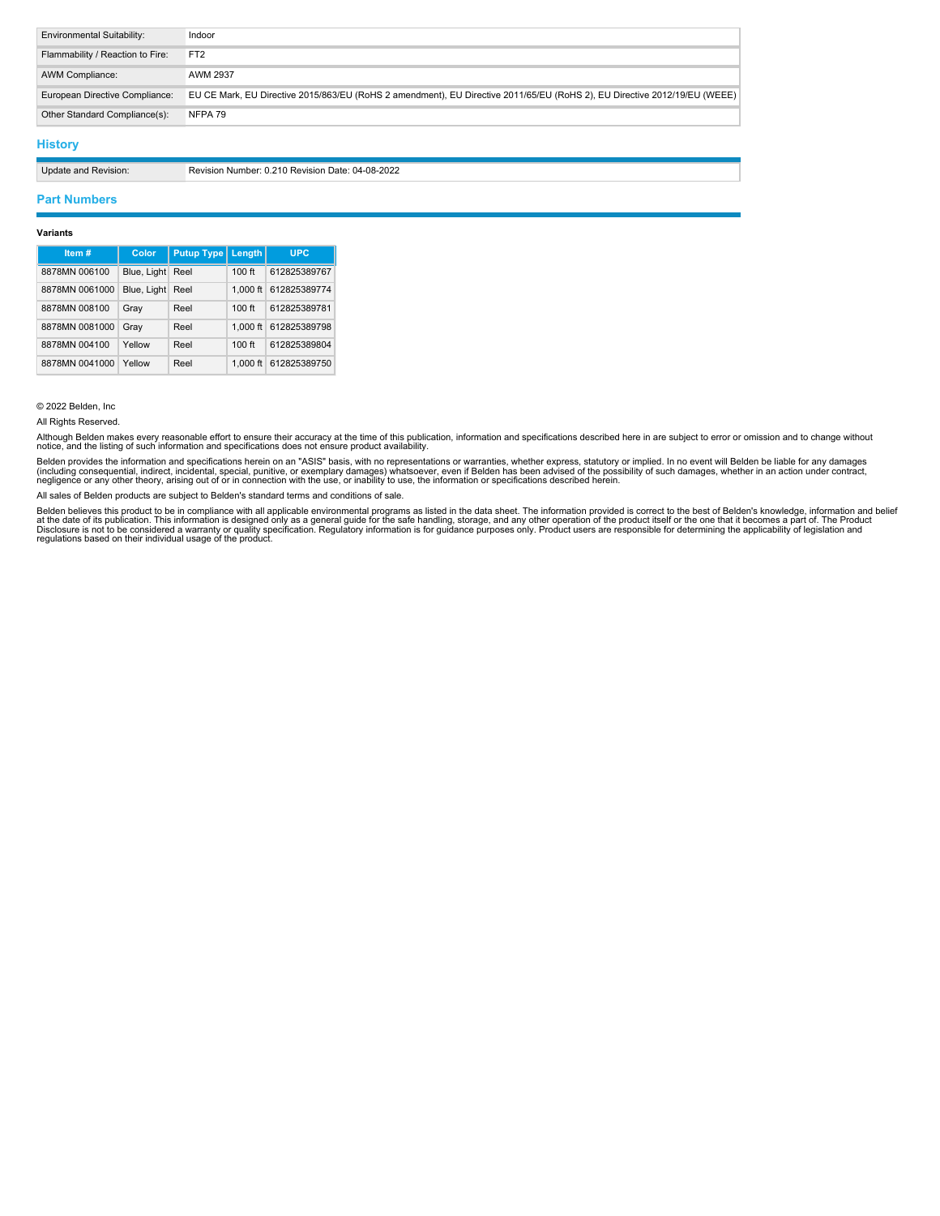| | |
|---|---|
| Environmental Suitability: | Indoor |
| Flammability / Reaction to Fire: | FT2 |
| AWM Compliance: | AWM 2937 |
| European Directive Compliance: | EU CE Mark, EU Directive 2015/863/EU (RoHS 2 amendment), EU Directive 2011/65/EU (RoHS 2), EU Directive 2012/19/EU (WEEE) |
| Other Standard Compliance(s): | NFPA 79 |

## History

| | |
|---|---|
| Update and Revision: | Revision Number: 0.210 Revision Date: 04-08-2022 |

## Part Numbers

**Variants**

| Item # | Color | Putup Type | Length | UPC |
|---|---|---|---|---|
| 8878MN 006100 | Blue, Light | Reel | 100 ft | 612825389767 |
| 8878MN 0061000 | Blue, Light | Reel | 1,000 ft | 612825389774 |
| 8878MN 008100 | Gray | Reel | 100 ft | 612825389781 |
| 8878MN 0081000 | Gray | Reel | 1,000 ft | 612825389798 |
| 8878MN 004100 | Yellow | Reel | 100 ft | 612825389804 |
| 8878MN 0041000 | Yellow | Reel | 1,000 ft | 612825389750 |

© 2022 Belden, Inc

All Rights Reserved.

Although Belden makes every reasonable effort to ensure their accuracy at the time of this publication, information and specifications described here in are subject to error or omission and to change without notice, and the listing of such information and specifications does not ensure product availability.

Belden provides the information and specifications herein on an "ASIS" basis, with no representations or warranties, whether express, statutory or implied. In no event will Belden be liable for any damages (including consequential, indirect, incidental, special, punitive, or exemplary damages) whatsoever, even if Belden has been advised of the possibility of such damages, whether in an action under contract, negligence or any other theory, arising out of or in connection with the use, or inability to use, the information or specifications described herein.

All sales of Belden products are subject to Belden's standard terms and conditions of sale.

Belden believes this product to be in compliance with all applicable environmental programs as listed in the data sheet. The information provided is correct to the best of Belden's knowledge, information and belief at the date of its publication. This information is designed only as a general guide for the safe handling, storage, and any other operation of the product itself or the one that it becomes a part of. The Product Disclosure is not to be considered a warranty or quality specification. Regulatory information is for guidance purposes only. Product users are responsible for determining the applicability of legislation and regulations based on their individual usage of the product.